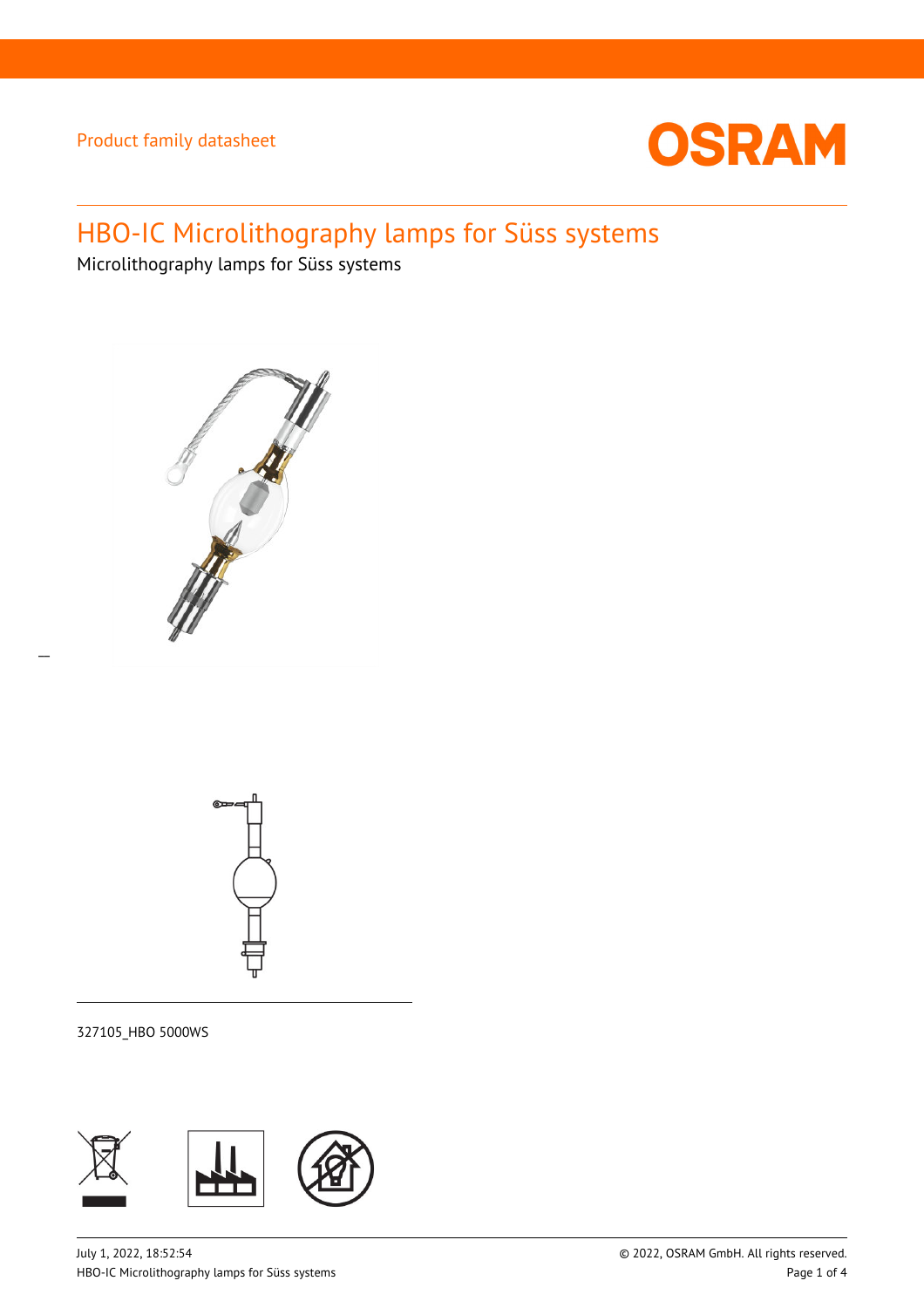Product family datasheet

# HBO-IC Microlithography lamps for Süss systems

Microlithography lamps for Süss systems

327105_HBO 5000WS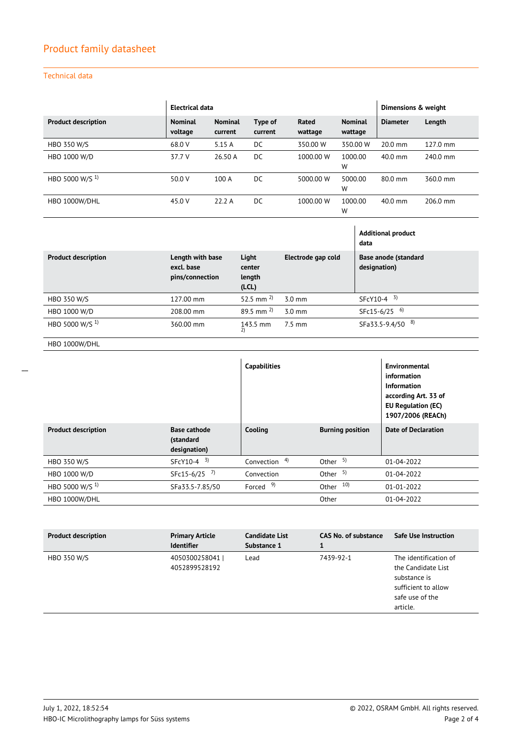## Product family datasheet

### Technical data

| | Electrical data | | | | | Dimensions & weight | |
|---|---|---|---|---|---|---|---|
| **Product description** | **Nominal voltage** | **Nominal current** | **Type of current** | **Rated wattage** | **Nominal wattage** | **Diameter** | **Length** |
| HBO 350 W/S | 68.0 V | 5.15 A | DC | 350.00 W | 350.00 W | 20.0 mm | 127.0 mm |
| HBO 1000 W/D | 37.7 V | 26.50 A | DC | 1000.00 W | 1000.00 W | 40.0 mm | 240.0 mm |
| HBO 5000 W/S [1] | 50.0 V | 100 A | DC | 5000.00 W | 5000.00 W | 80.0 mm | 360.0 mm |
| HBO 1000W/DHL | 45.0 V | 22.2 A | DC | 1000.00 W | 1000.00 W | 40.0 mm | 206.0 mm |

| | | | | Additional product data |
|---|---|---|---|---|
| **Product description** | **Length with base excl. base pins/connection** | **Light center length (LCL)** | **Electrode gap cold** | **Base anode (standard designation)** |
| HBO 350 W/S | 127.00 mm | 52.5 mm [2] | 3.0 mm | SFcY10-4 [3] |
| HBO 1000 W/D | 208.00 mm | 89.5 mm [2] | 3.0 mm | SFc15-6/25 [6] |
| HBO 5000 W/S [1] | 360.00 mm | 143.5 mm [2] | 7.5 mm | SFa33.5-9.4/50 [8] |
| HBO 1000W/DHL | | | | |

| | | Capabilities | | Environmental information Information according Art. 33 of EU Regulation (EC) 1907/2006 (REACh) |
|---|---|---|---|---|
| **Product description** | **Base cathode (standard designation)** | **Cooling** | **Burning position** | **Date of Declaration** |
| HBO 350 W/S | SFcY10-4 [3] | Convection [4] | Other [5] | 01-04-2022 |
| HBO 1000 W/D | SFc15-6/25 [7] | Convection | Other [5] | 01-04-2022 |
| HBO 5000 W/S [1] | SFa33.5-7.85/50 | Forced [9] | Other [10] | 01-01-2022 |
| HBO 1000W/DHL | | | Other | 01-04-2022 |

| **Product description** | **Primary Article Identifier** | **Candidate List Substance 1** | **CAS No. of substance 1** | **Safe Use Instruction** |
|---|---|---|---|---|
| HBO 350 W/S | 4050300258041 \| 4052899528192 | Lead | 7439-92-1 | The identification of the Candidate List substance is sufficient to allow safe use of the article. |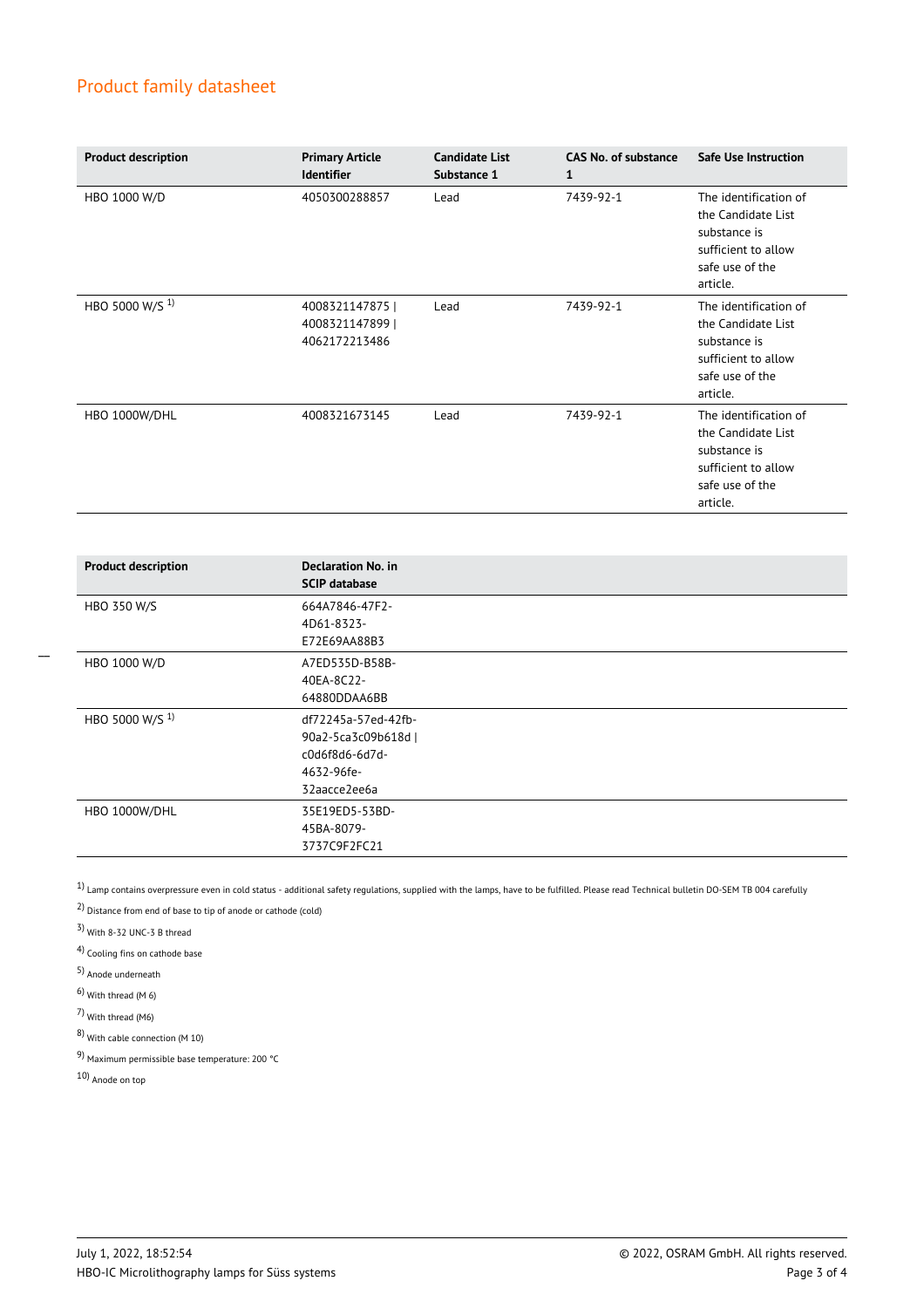## Product family datasheet

| Product description | Primary Article Identifier | Candidate List Substance 1 | CAS No. of substance 1 | Safe Use Instruction |
|---|---|---|---|---|
| HBO 1000 W/D | 4050300288857 | Lead | 7439-92-1 | The identification of the Candidate List substance is sufficient to allow safe use of the article. |
| HBO 5000 W/S [1] | 4008321147875 \| 4008321147899 \| 4062172213486 | Lead | 7439-92-1 | The identification of the Candidate List substance is sufficient to allow safe use of the article. |
| HBO 1000W/DHL | 4008321673145 | Lead | 7439-92-1 | The identification of the Candidate List substance is sufficient to allow safe use of the article. |

| Product description | Declaration No. in SCIP database |
|---|---|
| HBO 350 W/S | 664A7846-47F2-4D61-8323-E72E69AA88B3 |
| HBO 1000 W/D | A7ED535D-B58B-40EA-8C22-64880DDAA6BB |
| HBO 5000 W/S [1] | df72245a-57ed-42fb-90a2-5ca3c09b618d \| c0d6f8d6-6d7d-4632-96fe-32aacce2ee6a |
| HBO 1000W/DHL | 35E19ED5-53BD-45BA-8079-3737C9F2FC21 |

[1] Lamp contains overpressure even in cold status - additional safety regulations, supplied with the lamps, have to be fulfilled. Please read Technical bulletin DO-SEM TB 004 carefully

[2] Distance from end of base to tip of anode or cathode (cold)

[3] With 8-32 UNC-3 B thread

[4] Cooling fins on cathode base

[5] Anode underneath

[6] With thread (M 6)

[7] With thread (M6)

[8] With cable connection (M 10)

[9] Maximum permissible base temperature: 200 °C

[10] Anode on top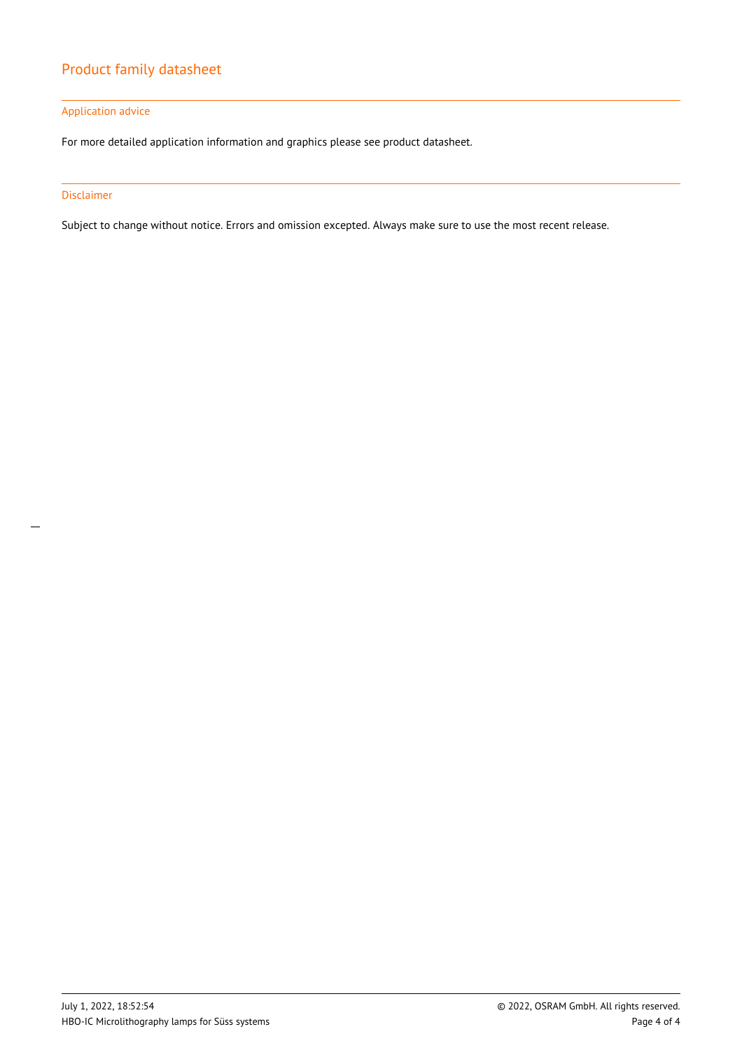## Application advice

For more detailed application information and graphics please see product datasheet.

## Disclaimer

Subject to change without notice. Errors and omission excepted. Always make sure to use the most recent release.